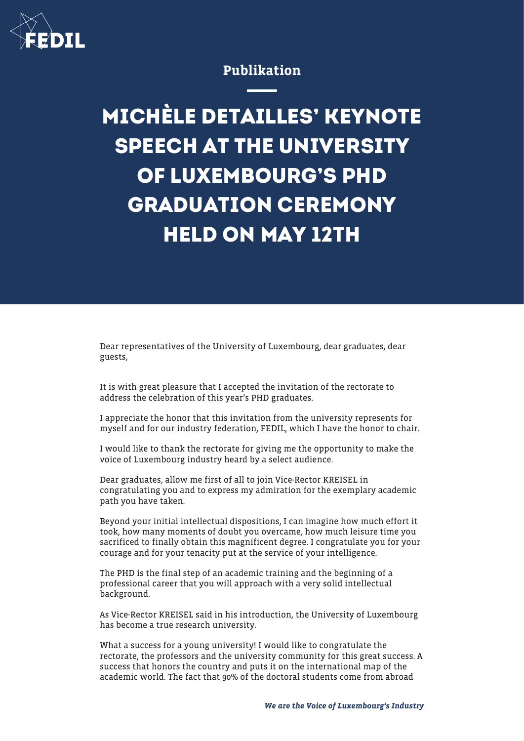Publikation

# MICHÈLE DETAILLES' KEYNOTE SPEECH AT THE UNIVERSITY OF LUXEMBOURG'S PHD GRADUATION CEREMONY HELD ON MAY 12TH

Dear representatives of the University of Luxembourg, dear graduates, dear guests,

It is with great pleasure that I accepted the invitation of the rectorate to address the celebration of this year's PHD graduates.

I appreciate the honor that this invitation from the university represents for myself and for our industry federation, FEDIL, which I have the honor to chair.

I would like to thank the rectorate for giving me the opportunity to make the voice of Luxembourg industry heard by a select audience.

Dear graduates, allow me first of all to join Vice-Rector KREISEL in congratulating you and to express my admiration for the exemplary academic path you have taken.

Beyond your initial intellectual dispositions, I can imagine how much effort it took, how many moments of doubt you overcame, how much leisure time you sacrificed to finally obtain this magnificent degree. I congratulate you for your courage and for your tenacity put at the service of your intelligence.

The PHD is the final step of an academic training and the beginning of a professional career that you will approach with a very solid intellectual background.

As Vice-Rector KREISEL said in his introduction, the University of Luxembourg has become a true research university.

What a success for a young university! I would like to congratulate the rectorate, the professors and the university community for this great success. A success that honors the country and puts it on the international map of the academic world. The fact that 90% of the doctoral students come from abroad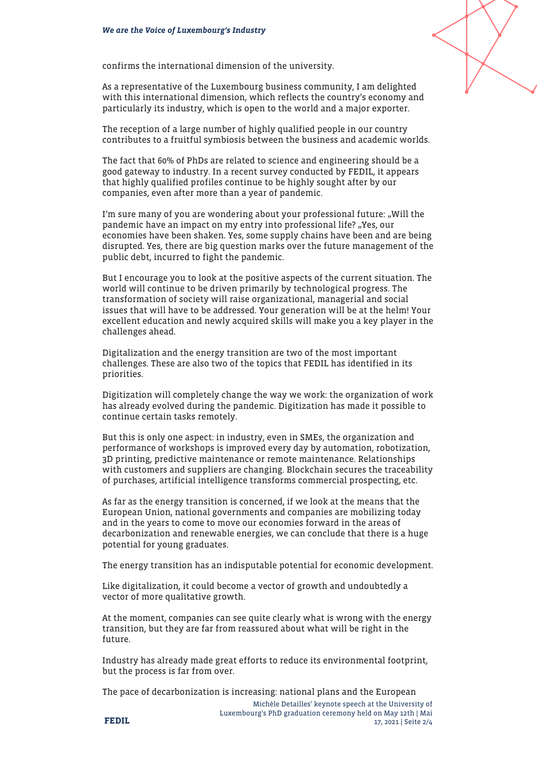confirms the international dimension of the university.

As a representative of the Luxembourg business community, I am delighted with this international dimension, which reflects the country's economy and particularly its industry, which is open to the world and a major exporter.

The reception of a large number of highly qualified people in our country contributes to a fruitful symbiosis between the business and academic worlds.

The fact that 60% of PhDs are related to science and engineering should be a good gateway to industry. In a recent survey conducted by FEDIL, it appears that highly qualified profiles continue to be highly sought after by our companies, even after more than a year of pandemic.

I'm sure many of you are wondering about your professional future: „Will the pandemic have an impact on my entry into professional life? „Yes, our economies have been shaken. Yes, some supply chains have been and are being disrupted. Yes, there are big question marks over the future management of the public debt, incurred to fight the pandemic.

But I encourage you to look at the positive aspects of the current situation. The world will continue to be driven primarily by technological progress. The transformation of society will raise organizational, managerial and social issues that will have to be addressed. Your generation will be at the helm! Your excellent education and newly acquired skills will make you a key player in the challenges ahead.

Digitalization and the energy transition are two of the most important challenges. These are also two of the topics that FEDIL has identified in its priorities.

Digitization will completely change the way we work: the organization of work has already evolved during the pandemic. Digitization has made it possible to continue certain tasks remotely.

But this is only one aspect: in industry, even in SMEs, the organization and performance of workshops is improved every day by automation, robotization, 3D printing, predictive maintenance or remote maintenance. Relationships with customers and suppliers are changing. Blockchain secures the traceability of purchases, artificial intelligence transforms commercial prospecting, etc.

As far as the energy transition is concerned, if we look at the means that the European Union, national governments and companies are mobilizing today and in the years to come to move our economies forward in the areas of decarbonization and renewable energies, we can conclude that there is a huge potential for young graduates.

The energy transition has an indisputable potential for economic development.

Like digitalization, it could become a vector of growth and undoubtedly a vector of more qualitative growth.

At the moment, companies can see quite clearly what is wrong with the energy transition, but they are far from reassured about what will be right in the future.

Industry has already made great efforts to reduce its environmental footprint, but the process is far from over.

The pace of decarbonization is increasing: national plans and the European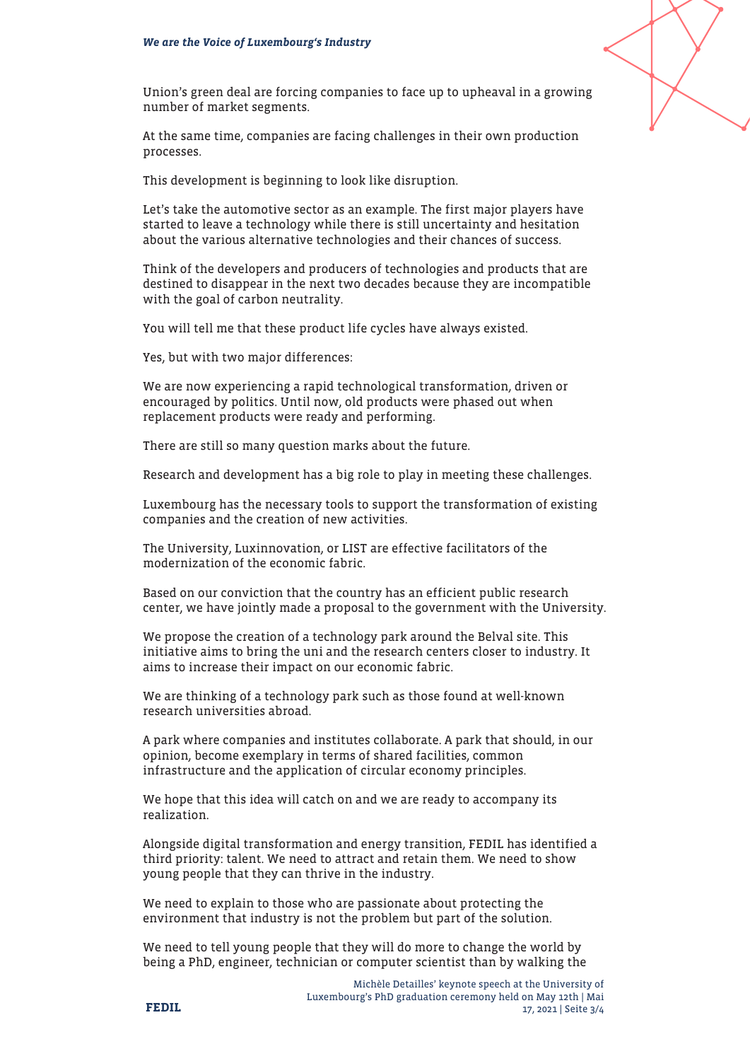Union's green deal are forcing companies to face up to upheaval in a growing number of market segments.

At the same time, companies are facing challenges in their own production processes.

This development is beginning to look like disruption.

Let's take the automotive sector as an example. The first major players have started to leave a technology while there is still uncertainty and hesitation about the various alternative technologies and their chances of success.

Think of the developers and producers of technologies and products that are destined to disappear in the next two decades because they are incompatible with the goal of carbon neutrality.

You will tell me that these product life cycles have always existed.

Yes, but with two major differences:

We are now experiencing a rapid technological transformation, driven or encouraged by politics. Until now, old products were phased out when replacement products were ready and performing.

There are still so many question marks about the future.

Research and development has a big role to play in meeting these challenges.

Luxembourg has the necessary tools to support the transformation of existing companies and the creation of new activities.

The University, Luxinnovation, or LIST are effective facilitators of the modernization of the economic fabric.

Based on our conviction that the country has an efficient public research center, we have jointly made a proposal to the government with the University.

We propose the creation of a technology park around the Belval site. This initiative aims to bring the uni and the research centers closer to industry. It aims to increase their impact on our economic fabric.

We are thinking of a technology park such as those found at well-known research universities abroad.

A park where companies and institutes collaborate. A park that should, in our opinion, become exemplary in terms of shared facilities, common infrastructure and the application of circular economy principles.

We hope that this idea will catch on and we are ready to accompany its realization.

Alongside digital transformation and energy transition, FEDIL has identified a third priority: talent. We need to attract and retain them. We need to show young people that they can thrive in the industry.

We need to explain to those who are passionate about protecting the environment that industry is not the problem but part of the solution.

We need to tell young people that they will do more to change the world by being a PhD, engineer, technician or computer scientist than by walking the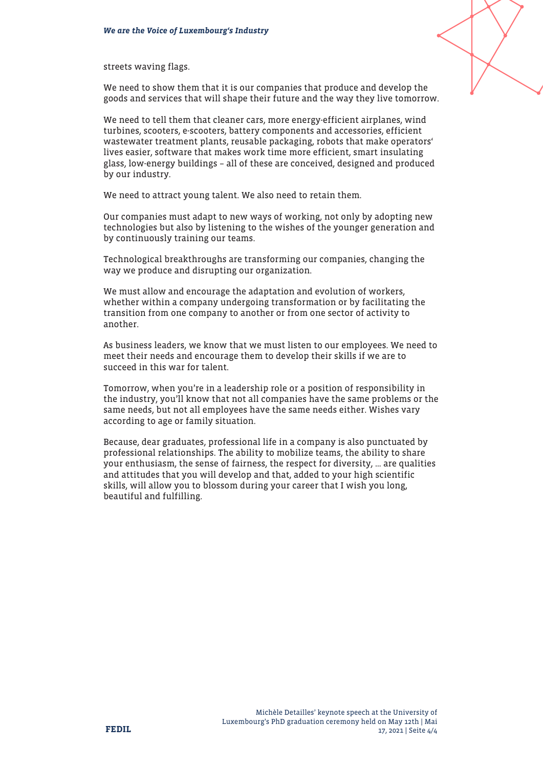streets waving flags.

We need to show them that it is our companies that produce and develop the goods and services that will shape their future and the way they live tomorrow.

We need to tell them that cleaner cars, more energy-efficient airplanes, wind turbines, scooters, e-scooters, battery components and accessories, efficient wastewater treatment plants, reusable packaging, robots that make operators' lives easier, software that makes work time more efficient, smart insulating glass, low-energy buildings – all of these are conceived, designed and produced by our industry.

We need to attract young talent. We also need to retain them.

Our companies must adapt to new ways of working, not only by adopting new technologies but also by listening to the wishes of the younger generation and by continuously training our teams.

Technological breakthroughs are transforming our companies, changing the way we produce and disrupting our organization.

We must allow and encourage the adaptation and evolution of workers, whether within a company undergoing transformation or by facilitating the transition from one company to another or from one sector of activity to another.

As business leaders, we know that we must listen to our employees. We need to meet their needs and encourage them to develop their skills if we are to succeed in this war for talent.

Tomorrow, when you're in a leadership role or a position of responsibility in the industry, you'll know that not all companies have the same problems or the same needs, but not all employees have the same needs either. Wishes vary according to age or family situation.

Because, dear graduates, professional life in a company is also punctuated by professional relationships. The ability to mobilize teams, the ability to share your enthusiasm, the sense of fairness, the respect for diversity, ... are qualities and attitudes that you will develop and that, added to your high scientific skills, will allow you to blossom during your career that I wish you long, beautiful and fulfilling.